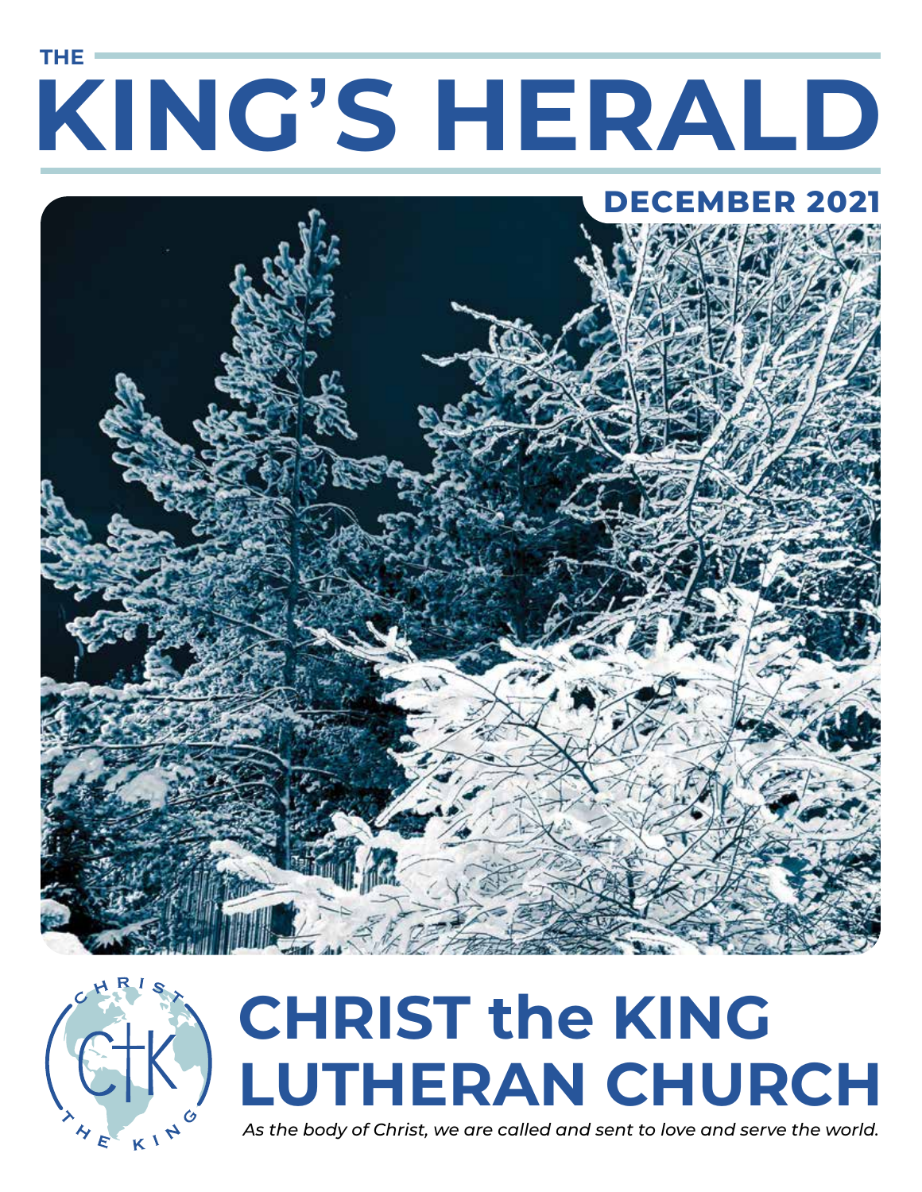THE

# KING'S HERALD

**DECEMBER 2021**

# CHRIST the KING LUTHERAN CHURCH

*As the body of Christ, we are called and sent to love and serve the world.*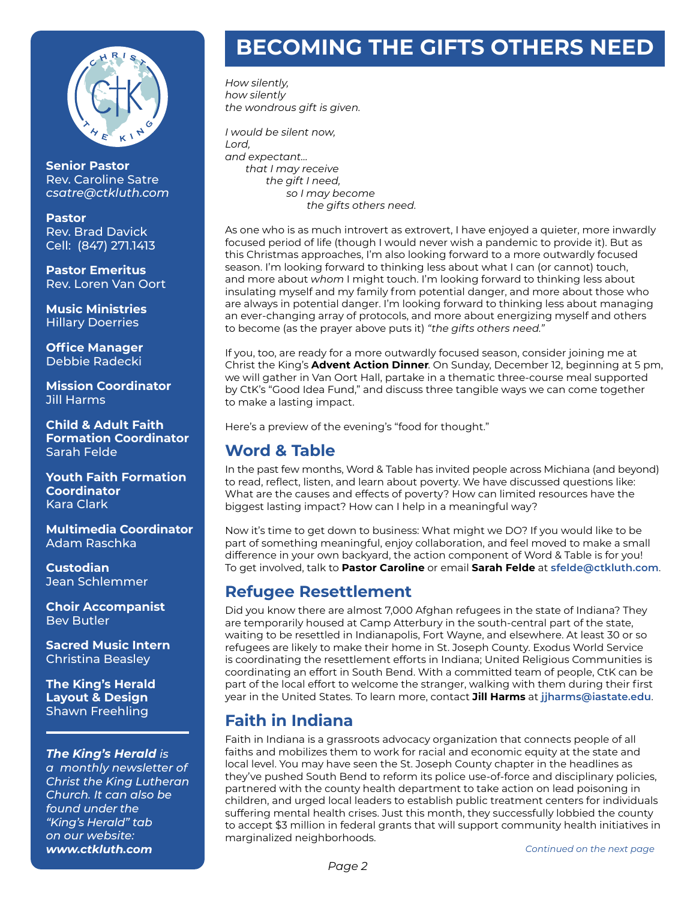**Senior Pastor**
Rev. Caroline Satre
*csatre@ctkluth.com*

**Pastor**
Rev. Brad Davick
Cell: (847) 271.1413

**Pastor Emeritus**
Rev. Loren Van Oort

**Music Ministries**
Hillary Doerries

**Office Manager**
Debbie Radecki

**Mission Coordinator**
Jill Harms

**Child & Adult Faith Formation Coordinator**
Sarah Felde

**Youth Faith Formation Coordinator**
Kara Clark

**Multimedia Coordinator**
Adam Raschka

**Custodian**
Jean Schlemmer

**Choir Accompanist**
Bev Butler

**Sacred Music Intern**
Christina Beasley

**The King's Herald Layout & Design**
Shawn Freehling

***The King's Herald** is a monthly newsletter of Christ the King Lutheran Church. It can also be found under the "King's Herald" tab on our website:* ***www.ctkluth.com***

# BECOMING THE GIFTS OTHERS NEED

*How silently,*
*how silently*
*the wondrous gift is given.*

*I would be silent now,*
*Lord,*
*and expectant...*
*that I may receive*
*the gift I need,*
*so I may become*
*the gifts others need.*

As one who is as much introvert as extrovert, I have enjoyed a quieter, more inwardly focused period of life (though I would never wish a pandemic to provide it). But as this Christmas approaches, I'm also looking forward to a more outwardly focused season. I'm looking forward to thinking less about what I can (or cannot) touch, and more about *whom* I might touch. I'm looking forward to thinking less about insulating myself and my family from potential danger, and more about those who are always in potential danger. I'm looking forward to thinking less about managing an ever-changing array of protocols, and more about energizing myself and others to become (as the prayer above puts it) *"the gifts others need."*

If you, too, are ready for a more outwardly focused season, consider joining me at Christ the King's **Advent Action Dinner**. On Sunday, December 12, beginning at 5 pm, we will gather in Van Oort Hall, partake in a thematic three-course meal supported by CtK's "Good Idea Fund," and discuss three tangible ways we can come together to make a lasting impact.

Here's a preview of the evening's "food for thought."

## Word & Table

In the past few months, Word & Table has invited people across Michiana (and beyond) to read, reflect, listen, and learn about poverty. We have discussed questions like: What are the causes and effects of poverty? How can limited resources have the biggest lasting impact? How can I help in a meaningful way?

Now it's time to get down to business: What might we DO? If you would like to be part of something meaningful, enjoy collaboration, and feel moved to make a small difference in your own backyard, the action component of Word & Table is for you! To get involved, talk to **Pastor Caroline** or email **Sarah Felde** at **sfelde@ctkluth.com**.

## Refugee Resettlement

Did you know there are almost 7,000 Afghan refugees in the state of Indiana? They are temporarily housed at Camp Atterbury in the south-central part of the state, waiting to be resettled in Indianapolis, Fort Wayne, and elsewhere. At least 30 or so refugees are likely to make their home in St. Joseph County. Exodus World Service is coordinating the resettlement efforts in Indiana; United Religious Communities is coordinating an effort in South Bend. With a committed team of people, CtK can be part of the local effort to welcome the stranger, walking with them during their first year in the United States. To learn more, contact **Jill Harms** at **jjharms@iastate.edu**.

## Faith in Indiana

Faith in Indiana is a grassroots advocacy organization that connects people of all faiths and mobilizes them to work for racial and economic equity at the state and local level. You may have seen the St. Joseph County chapter in the headlines as they've pushed South Bend to reform its police use-of-force and disciplinary policies, partnered with the county health department to take action on lead poisoning in children, and urged local leaders to establish public treatment centers for individuals suffering mental health crises. Just this month, they successfully lobbied the county to accept $3 million in federal grants that will support community health initiatives in marginalized neighborhoods.

*Continued on the next page*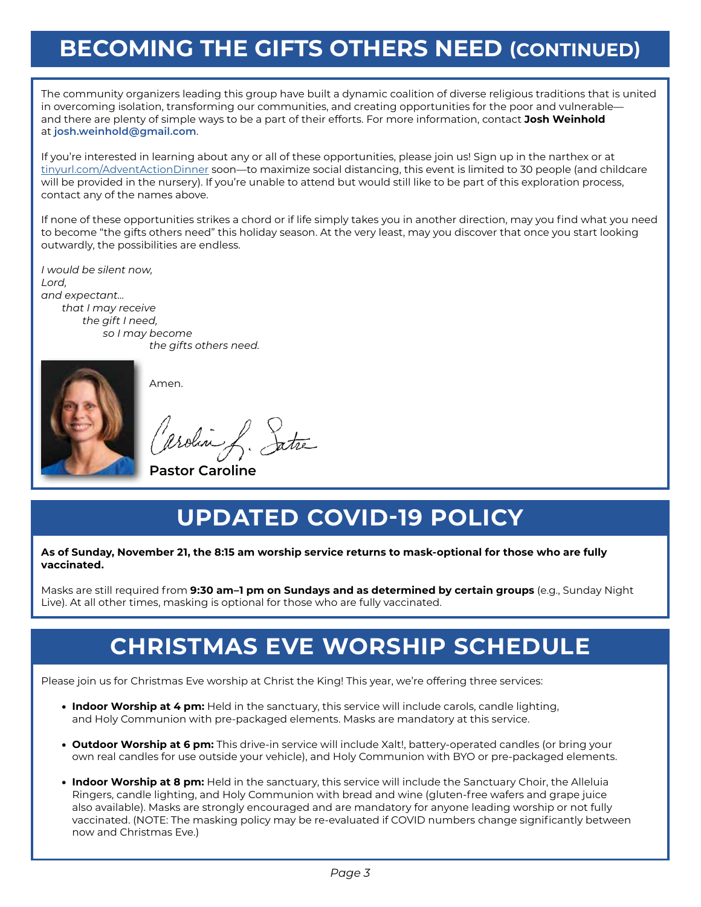# BECOMING THE GIFTS OTHERS NEED (CONTINUED)

The community organizers leading this group have built a dynamic coalition of diverse religious traditions that is united in overcoming isolation, transforming our communities, and creating opportunities for the poor and vulnerable—and there are plenty of simple ways to be a part of their efforts. For more information, contact **Josh Weinhold** at **josh.weinhold@gmail.com**.

If you're interested in learning about any or all of these opportunities, please join us! Sign up in the narthex or at tinyurl.com/AdventActionDinner soon—to maximize social distancing, this event is limited to 30 people (and childcare will be provided in the nursery). If you're unable to attend but would still like to be part of this exploration process, contact any of the names above.

If none of these opportunities strikes a chord or if life simply takes you in another direction, may you find what you need to become "the gifts others need" this holiday season. At the very least, may you discover that once you start looking outwardly, the possibilities are endless.

*I would be silent now,*
*Lord,*
*and expectant...*
*that I may receive*
*the gift I need,*
*so I may become*
*the gifts others need.*

Amen.

Caroline L. Satre

**Pastor Caroline**

# UPDATED COVID-19 POLICY

**As of Sunday, November 21, the 8:15 am worship service returns to mask-optional for those who are fully vaccinated.**

Masks are still required from **9:30 am–1 pm on Sundays and as determined by certain groups** (e.g., Sunday Night Live). At all other times, masking is optional for those who are fully vaccinated.

# CHRISTMAS EVE WORSHIP SCHEDULE

Please join us for Christmas Eve worship at Christ the King! This year, we're offering three services:

- **Indoor Worship at 4 pm:** Held in the sanctuary, this service will include carols, candle lighting, and Holy Communion with pre-packaged elements. Masks are mandatory at this service.
- **Outdoor Worship at 6 pm:** This drive-in service will include Xalt!, battery-operated candles (or bring your own real candles for use outside your vehicle), and Holy Communion with BYO or pre-packaged elements.
- **Indoor Worship at 8 pm:** Held in the sanctuary, this service will include the Sanctuary Choir, the Alleluia Ringers, candle lighting, and Holy Communion with bread and wine (gluten-free wafers and grape juice also available). Masks are strongly encouraged and are mandatory for anyone leading worship or not fully vaccinated. (NOTE: The masking policy may be re-evaluated if COVID numbers change significantly between now and Christmas Eve.)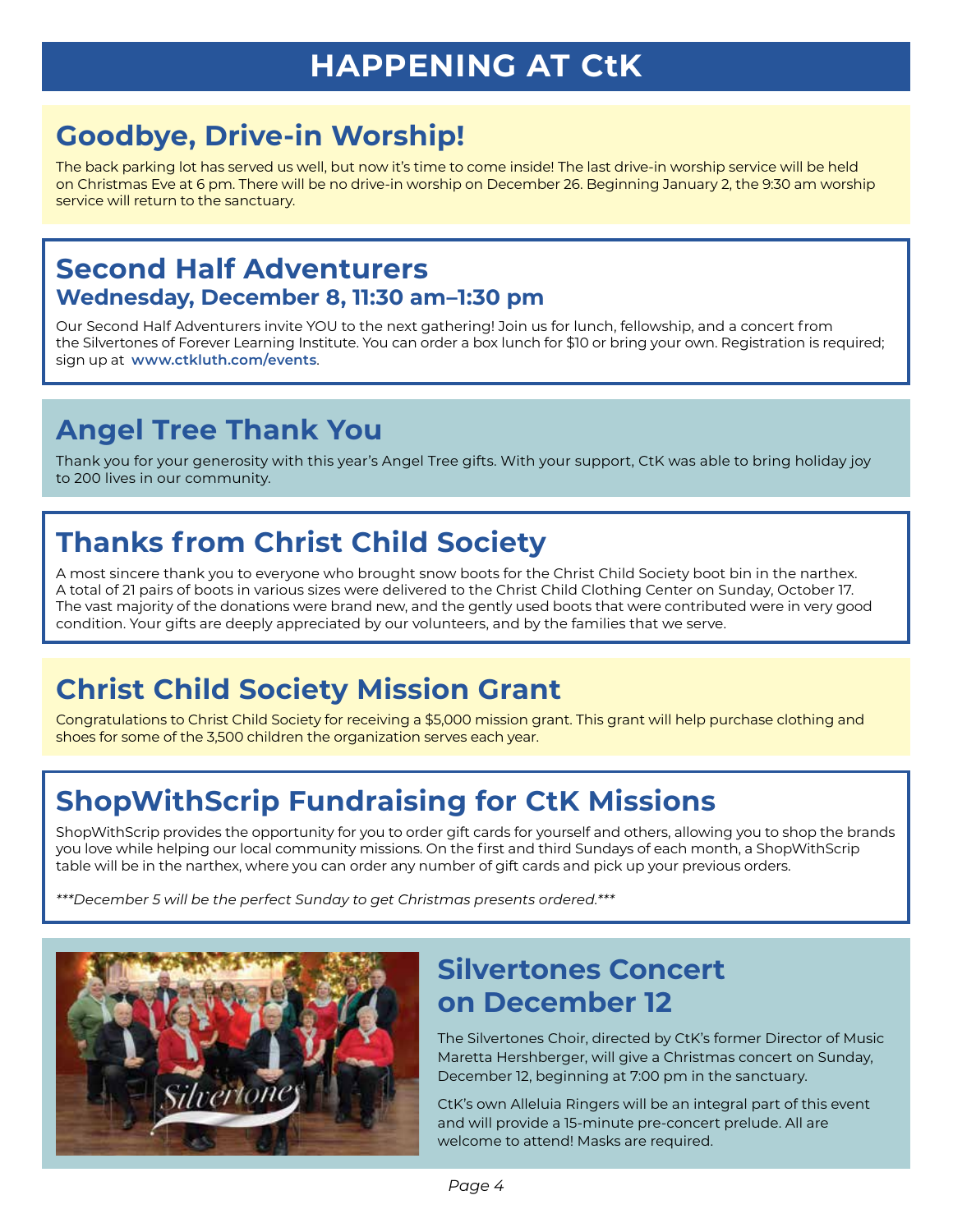# HAPPENING AT CtK

## Goodbye, Drive-in Worship!

The back parking lot has served us well, but now it's time to come inside! The last drive-in worship service will be held on Christmas Eve at 6 pm. There will be no drive-in worship on December 26. Beginning January 2, the 9:30 am worship service will return to the sanctuary.

## Second Half Adventurers

### Wednesday, December 8, 11:30 am–1:30 pm

Our Second Half Adventurers invite YOU to the next gathering! Join us for lunch, fellowship, and a concert from the Silvertones of Forever Learning Institute. You can order a box lunch for $10 or bring your own. Registration is required; sign up at **www.ctkluth.com/events**.

## Angel Tree Thank You

Thank you for your generosity with this year's Angel Tree gifts. With your support, CtK was able to bring holiday joy to 200 lives in our community.

## Thanks from Christ Child Society

A most sincere thank you to everyone who brought snow boots for the Christ Child Society boot bin in the narthex. A total of 21 pairs of boots in various sizes were delivered to the Christ Child Clothing Center on Sunday, October 17. The vast majority of the donations were brand new, and the gently used boots that were contributed were in very good condition. Your gifts are deeply appreciated by our volunteers, and by the families that we serve.

## Christ Child Society Mission Grant

Congratulations to Christ Child Society for receiving a $5,000 mission grant. This grant will help purchase clothing and shoes for some of the 3,500 children the organization serves each year.

## ShopWithScrip Fundraising for CtK Missions

ShopWithScrip provides the opportunity for you to order gift cards for yourself and others, allowing you to shop the brands you love while helping our local community missions. On the first and third Sundays of each month, a ShopWithScrip table will be in the narthex, where you can order any number of gift cards and pick up your previous orders.

*\*\*\*December 5 will be the perfect Sunday to get Christmas presents ordered.\*\*\**

## Silvertones Concert on December 12

The Silvertones Choir, directed by CtK's former Director of Music Maretta Hershberger, will give a Christmas concert on Sunday, December 12, beginning at 7:00 pm in the sanctuary.

CtK's own Alleluia Ringers will be an integral part of this event and will provide a 15-minute pre-concert prelude. All are welcome to attend! Masks are required.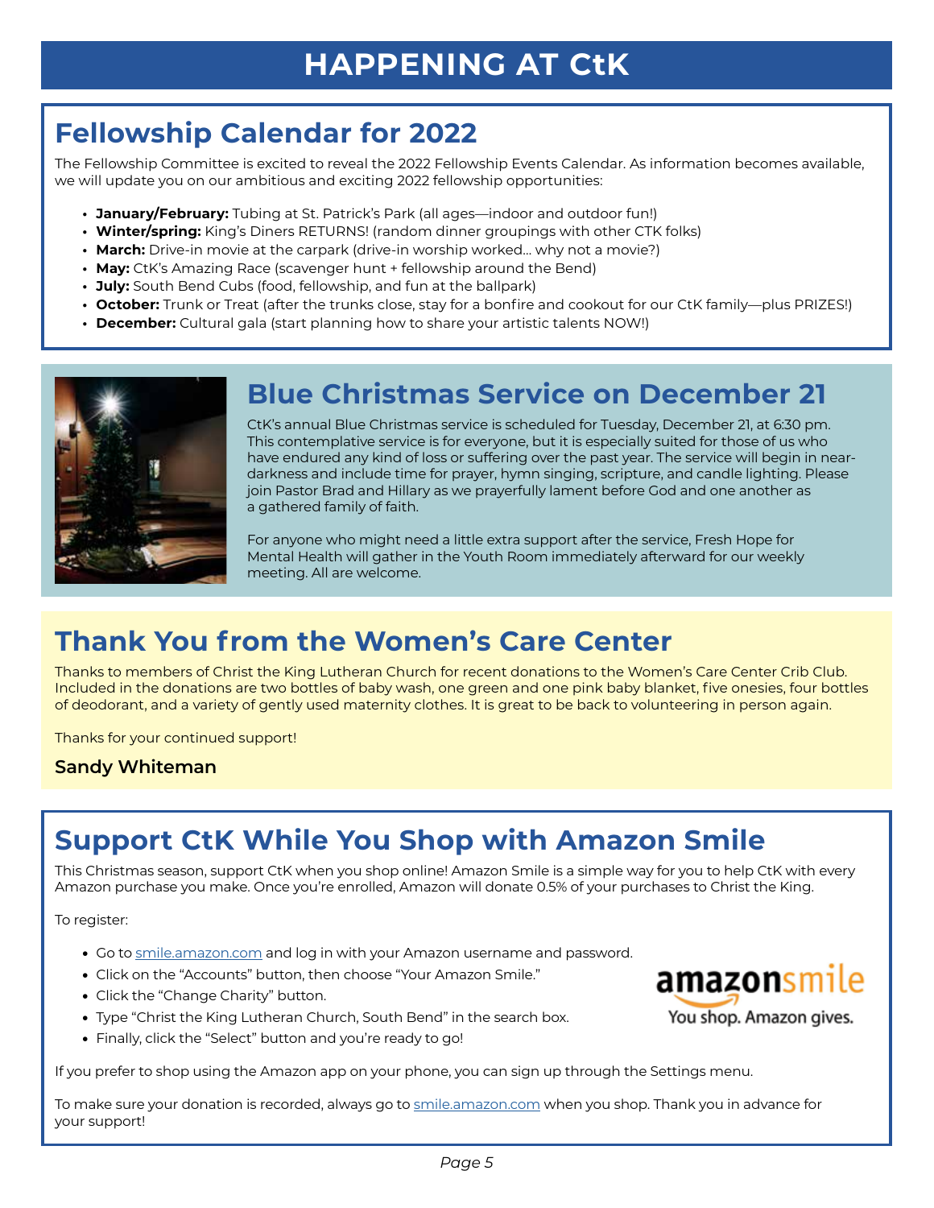# HAPPENING AT CtK

## Fellowship Calendar for 2022

The Fellowship Committee is excited to reveal the 2022 Fellowship Events Calendar. As information becomes available, we will update you on our ambitious and exciting 2022 fellowship opportunities:

- **January/February:** Tubing at St. Patrick's Park (all ages—indoor and outdoor fun!)
- **Winter/spring:** King's Diners RETURNS! (random dinner groupings with other CTK folks)
- **March:** Drive-in movie at the carpark (drive-in worship worked… why not a movie?)
- **May:** CtK's Amazing Race (scavenger hunt + fellowship around the Bend)
- **July:** South Bend Cubs (food, fellowship, and fun at the ballpark)
- **October:** Trunk or Treat (after the trunks close, stay for a bonfire and cookout for our CtK family—plus PRIZES!)
- **December:** Cultural gala (start planning how to share your artistic talents NOW!)

## Blue Christmas Service on December 21

CtK's annual Blue Christmas service is scheduled for Tuesday, December 21, at 6:30 pm. This contemplative service is for everyone, but it is especially suited for those of us who have endured any kind of loss or suffering over the past year. The service will begin in near-darkness and include time for prayer, hymn singing, scripture, and candle lighting. Please join Pastor Brad and Hillary as we prayerfully lament before God and one another as a gathered family of faith.

For anyone who might need a little extra support after the service, Fresh Hope for Mental Health will gather in the Youth Room immediately afterward for our weekly meeting. All are welcome.

## Thank You from the Women's Care Center

Thanks to members of Christ the King Lutheran Church for recent donations to the Women's Care Center Crib Club. Included in the donations are two bottles of baby wash, one green and one pink baby blanket, five onesies, four bottles of deodorant, and a variety of gently used maternity clothes. It is great to be back to volunteering in person again.

Thanks for your continued support!

**Sandy Whiteman**

## Support CtK While You Shop with Amazon Smile

This Christmas season, support CtK when you shop online! Amazon Smile is a simple way for you to help CtK with every Amazon purchase you make. Once you're enrolled, Amazon will donate 0.5% of your purchases to Christ the King.

To register:

- Go to smile.amazon.com and log in with your Amazon username and password.
- Click on the "Accounts" button, then choose "Your Amazon Smile."
- Click the "Change Charity" button.
- Type "Christ the King Lutheran Church, South Bend" in the search box.
- Finally, click the "Select" button and you're ready to go!

amazonsmile
You shop. Amazon gives.

If you prefer to shop using the Amazon app on your phone, you can sign up through the Settings menu.

To make sure your donation is recorded, always go to smile.amazon.com when you shop. Thank you in advance for your support!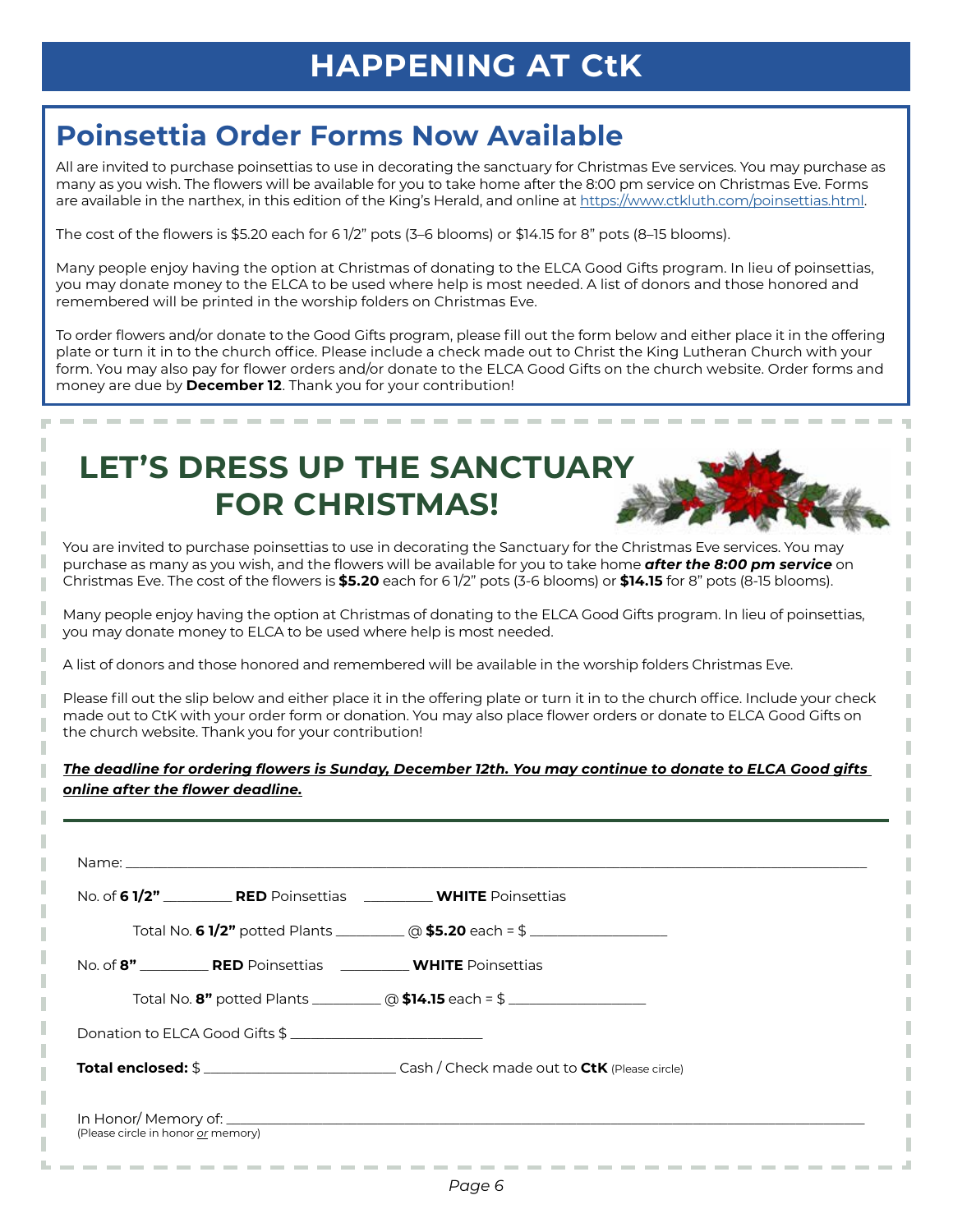# HAPPENING AT CtK

## Poinsettia Order Forms Now Available

All are invited to purchase poinsettias to use in decorating the sanctuary for Christmas Eve services. You may purchase as many as you wish. The flowers will be available for you to take home after the 8:00 pm service on Christmas Eve. Forms are available in the narthex, in this edition of the King's Herald, and online at https://www.ctkluth.com/poinsettias.html.

The cost of the flowers is $5.20 each for 6 1/2" pots (3–6 blooms) or $14.15 for 8" pots (8–15 blooms).

Many people enjoy having the option at Christmas of donating to the ELCA Good Gifts program. In lieu of poinsettias, you may donate money to the ELCA to be used where help is most needed. A list of donors and those honored and remembered will be printed in the worship folders on Christmas Eve.

To order flowers and/or donate to the Good Gifts program, please fill out the form below and either place it in the offering plate or turn it in to the church office. Please include a check made out to Christ the King Lutheran Church with your form. You may also pay for flower orders and/or donate to the ELCA Good Gifts on the church website. Order forms and money are due by **December 12**. Thank you for your contribution!

## LET'S DRESS UP THE SANCTUARY FOR CHRISTMAS!

You are invited to purchase poinsettias to use in decorating the Sanctuary for the Christmas Eve services. You may purchase as many as you wish, and the flowers will be available for you to take home ***after the 8:00 pm service*** on Christmas Eve. The cost of the flowers is **$5.20** each for 6 1/2" pots (3-6 blooms) or **$14.15** for 8" pots (8-15 blooms).

Many people enjoy having the option at Christmas of donating to the ELCA Good Gifts program. In lieu of poinsettias, you may donate money to ELCA to be used where help is most needed.

A list of donors and those honored and remembered will be available in the worship folders Christmas Eve.

Please fill out the slip below and either place it in the offering plate or turn it in to the church office. Include your check made out to CtK with your order form or donation. You may also place flower orders or donate to ELCA Good Gifts on the church website. Thank you for your contribution!

***The deadline for ordering flowers is Sunday, December 12th. You may continue to donate to ELCA Good gifts online after the flower deadline.***

---

Name: ____________________________________________

No. of **6 1/2"** _________ **RED** Poinsettias _________ **WHITE** Poinsettias

Total No. **6 1/2"** potted Plants _________ @ **$5.20** each = $ ______________

No. of **8"** _________ **RED** Poinsettias _________ **WHITE** Poinsettias

Total No. **8"** potted Plants _________ @ **$14.15** each = $ ______________

Donation to ELCA Good Gifts $ ______________________

**Total enclosed:** $ ______________________ Cash / Check made out to **CtK** (Please circle)

In Honor/ Memory of: ____________________________________________
(Please circle in honor *or* memory)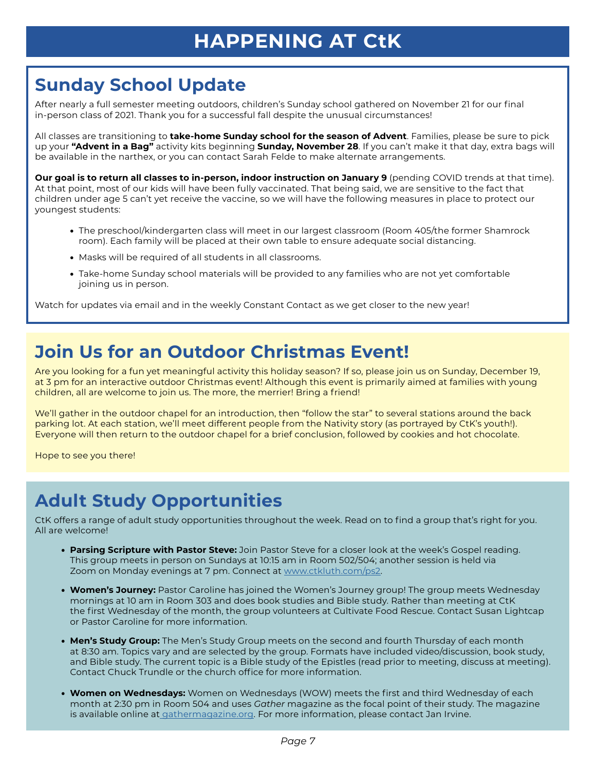# HAPPENING AT CtK

## Sunday School Update

After nearly a full semester meeting outdoors, children's Sunday school gathered on November 21 for our final in-person class of 2021. Thank you for a successful fall despite the unusual circumstances!

All classes are transitioning to **take-home Sunday school for the season of Advent**. Families, please be sure to pick up your **"Advent in a Bag"** activity kits beginning **Sunday, November 28**. If you can't make it that day, extra bags will be available in the narthex, or you can contact Sarah Felde to make alternate arrangements.

**Our goal is to return all classes to in-person, indoor instruction on January 9** (pending COVID trends at that time). At that point, most of our kids will have been fully vaccinated. That being said, we are sensitive to the fact that children under age 5 can't yet receive the vaccine, so we will have the following measures in place to protect our youngest students:

- The preschool/kindergarten class will meet in our largest classroom (Room 405/the former Shamrock room). Each family will be placed at their own table to ensure adequate social distancing.
- Masks will be required of all students in all classrooms.
- Take-home Sunday school materials will be provided to any families who are not yet comfortable joining us in person.

Watch for updates via email and in the weekly Constant Contact as we get closer to the new year!

## Join Us for an Outdoor Christmas Event!

Are you looking for a fun yet meaningful activity this holiday season? If so, please join us on Sunday, December 19, at 3 pm for an interactive outdoor Christmas event! Although this event is primarily aimed at families with young children, all are welcome to join us. The more, the merrier! Bring a friend!

We'll gather in the outdoor chapel for an introduction, then "follow the star" to several stations around the back parking lot. At each station, we'll meet different people from the Nativity story (as portrayed by CtK's youth!). Everyone will then return to the outdoor chapel for a brief conclusion, followed by cookies and hot chocolate.

Hope to see you there!

## Adult Study Opportunities

CtK offers a range of adult study opportunities throughout the week. Read on to find a group that's right for you. All are welcome!

- **Parsing Scripture with Pastor Steve:** Join Pastor Steve for a closer look at the week's Gospel reading. This group meets in person on Sundays at 10:15 am in Room 502/504; another session is held via Zoom on Monday evenings at 7 pm. Connect at www.ctkluth.com/ps2.
- **Women's Journey:** Pastor Caroline has joined the Women's Journey group! The group meets Wednesday mornings at 10 am in Room 303 and does book studies and Bible study. Rather than meeting at CtK the first Wednesday of the month, the group volunteers at Cultivate Food Rescue. Contact Susan Lightcap or Pastor Caroline for more information.
- **Men's Study Group:** The Men's Study Group meets on the second and fourth Thursday of each month at 8:30 am. Topics vary and are selected by the group. Formats have included video/discussion, book study, and Bible study. The current topic is a Bible study of the Epistles (read prior to meeting, discuss at meeting). Contact Chuck Trundle or the church office for more information.
- **Women on Wednesdays:** Women on Wednesdays (WOW) meets the first and third Wednesday of each month at 2:30 pm in Room 504 and uses *Gather* magazine as the focal point of their study. The magazine is available online at gathermagazine.org. For more information, please contact Jan Irvine.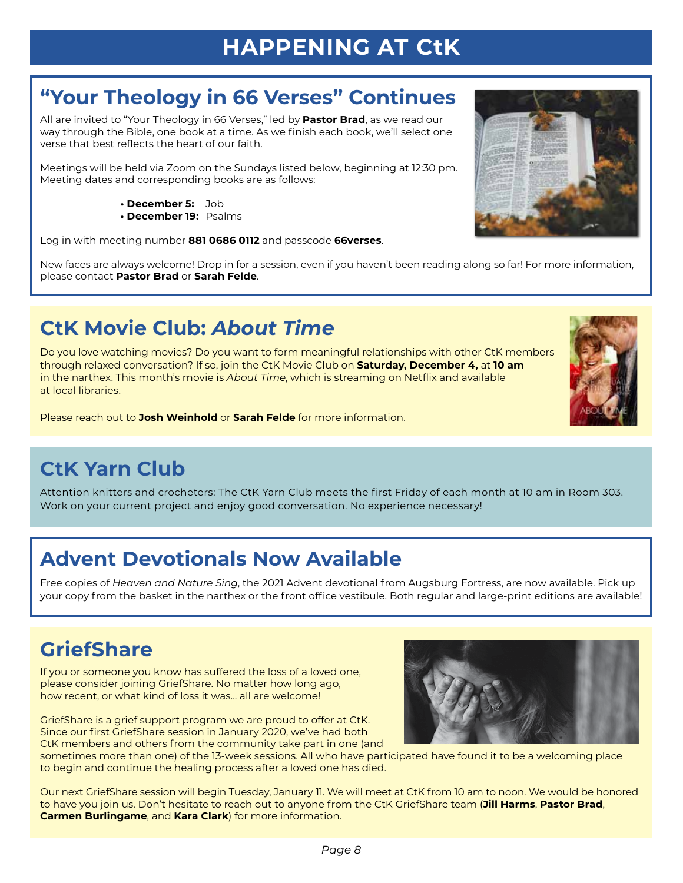# HAPPENING AT CtK

## "Your Theology in 66 Verses" Continues

All are invited to "Your Theology in 66 Verses," led by **Pastor Brad**, as we read our way through the Bible, one book at a time. As we finish each book, we'll select one verse that best reflects the heart of our faith.

Meetings will be held via Zoom on the Sundays listed below, beginning at 12:30 pm. Meeting dates and corresponding books are as follows:

- **December 5:** Job
- **December 19:** Psalms

Log in with meeting number **881 0686 0112** and passcode **66verses**.

New faces are always welcome! Drop in for a session, even if you haven't been reading along so far! For more information, please contact **Pastor Brad** or **Sarah Felde**.

## CtK Movie Club: *About Time*

Do you love watching movies? Do you want to form meaningful relationships with other CtK members through relaxed conversation? If so, join the CtK Movie Club on **Saturday, December 4,** at **10 am** in the narthex. This month's movie is *About Time*, which is streaming on Netflix and available at local libraries.

Please reach out to **Josh Weinhold** or **Sarah Felde** for more information.

## CtK Yarn Club

Attention knitters and crocheters: The CtK Yarn Club meets the first Friday of each month at 10 am in Room 303. Work on your current project and enjoy good conversation. No experience necessary!

## Advent Devotionals Now Available

Free copies of *Heaven and Nature Sing*, the 2021 Advent devotional from Augsburg Fortress, are now available. Pick up your copy from the basket in the narthex or the front office vestibule. Both regular and large-print editions are available!

## GriefShare

If you or someone you know has suffered the loss of a loved one, please consider joining GriefShare. No matter how long ago, how recent, or what kind of loss it was... all are welcome!

GriefShare is a grief support program we are proud to offer at CtK. Since our first GriefShare session in January 2020, we've had both CtK members and others from the community take part in one (and sometimes more than one) of the 13-week sessions. All who have participated have found it to be a welcoming place to begin and continue the healing process after a loved one has died.

Our next GriefShare session will begin Tuesday, January 11. We will meet at CtK from 10 am to noon. We would be honored to have you join us. Don't hesitate to reach out to anyone from the CtK GriefShare team (**Jill Harms**, **Pastor Brad**, **Carmen Burlingame**, and **Kara Clark**) for more information.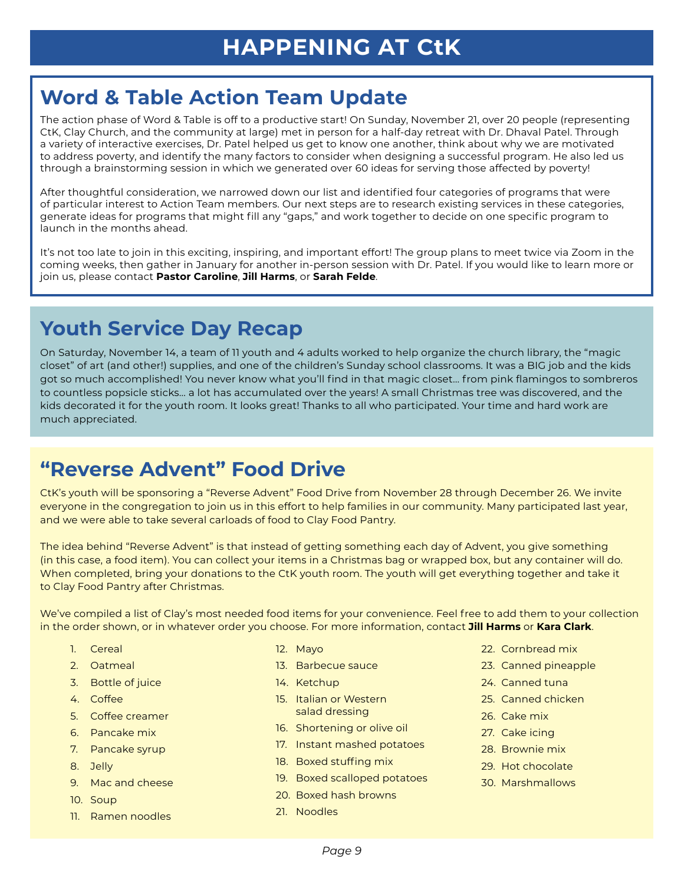# HAPPENING AT CtK

## Word & Table Action Team Update

The action phase of Word & Table is off to a productive start! On Sunday, November 21, over 20 people (representing CtK, Clay Church, and the community at large) met in person for a half-day retreat with Dr. Dhaval Patel. Through a variety of interactive exercises, Dr. Patel helped us get to know one another, think about why we are motivated to address poverty, and identify the many factors to consider when designing a successful program. He also led us through a brainstorming session in which we generated over 60 ideas for serving those affected by poverty!

After thoughtful consideration, we narrowed down our list and identified four categories of programs that were of particular interest to Action Team members. Our next steps are to research existing services in these categories, generate ideas for programs that might fill any "gaps," and work together to decide on one specific program to launch in the months ahead.

It's not too late to join in this exciting, inspiring, and important effort! The group plans to meet twice via Zoom in the coming weeks, then gather in January for another in-person session with Dr. Patel. If you would like to learn more or join us, please contact **Pastor Caroline**, **Jill Harms**, or **Sarah Felde**.

## Youth Service Day Recap

On Saturday, November 14, a team of 11 youth and 4 adults worked to help organize the church library, the "magic closet" of art (and other!) supplies, and one of the children's Sunday school classrooms. It was a BIG job and the kids got so much accomplished! You never know what you'll find in that magic closet… from pink flamingos to sombreros to countless popsicle sticks… a lot has accumulated over the years! A small Christmas tree was discovered, and the kids decorated it for the youth room. It looks great! Thanks to all who participated. Your time and hard work are much appreciated.

## "Reverse Advent" Food Drive

CtK's youth will be sponsoring a "Reverse Advent" Food Drive from November 28 through December 26. We invite everyone in the congregation to join us in this effort to help families in our community. Many participated last year, and we were able to take several carloads of food to Clay Food Pantry.

The idea behind "Reverse Advent" is that instead of getting something each day of Advent, you give something (in this case, a food item). You can collect your items in a Christmas bag or wrapped box, but any container will do. When completed, bring your donations to the CtK youth room. The youth will get everything together and take it to Clay Food Pantry after Christmas.

We've compiled a list of Clay's most needed food items for your convenience. Feel free to add them to your collection in the order shown, or in whatever order you choose. For more information, contact **Jill Harms** or **Kara Clark**.

1. Cereal
2. Oatmeal
3. Bottle of juice
4. Coffee
5. Coffee creamer
6. Pancake mix
7. Pancake syrup
8. Jelly
9. Mac and cheese
10. Soup
11. Ramen noodles
12. Mayo
13. Barbecue sauce
14. Ketchup
15. Italian or Western salad dressing
16. Shortening or olive oil
17. Instant mashed potatoes
18. Boxed stuffing mix
19. Boxed scalloped potatoes
20. Boxed hash browns
21. Noodles
22. Cornbread mix
23. Canned pineapple
24. Canned tuna
25. Canned chicken
26. Cake mix
27. Cake icing
28. Brownie mix
29. Hot chocolate
30. Marshmallows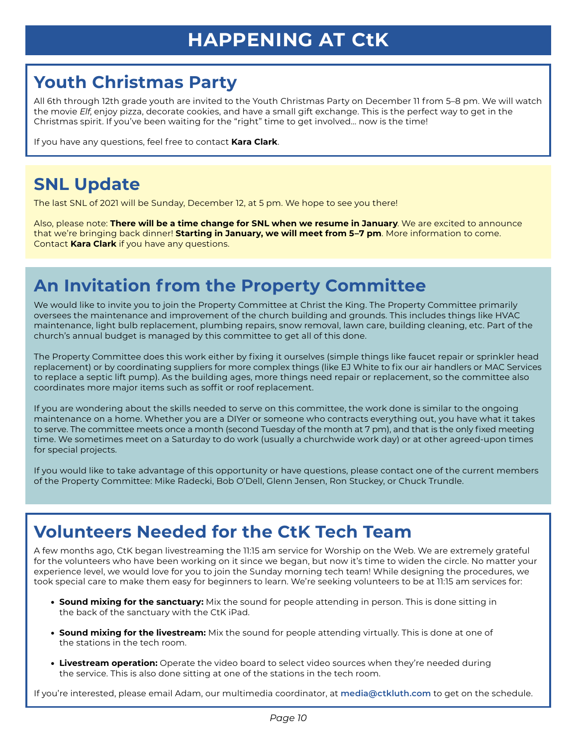# HAPPENING AT CtK

## Youth Christmas Party

All 6th through 12th grade youth are invited to the Youth Christmas Party on December 11 from 5–8 pm. We will watch the movie *Elf*, enjoy pizza, decorate cookies, and have a small gift exchange. This is the perfect way to get in the Christmas spirit. If you've been waiting for the "right" time to get involved… now is the time!

If you have any questions, feel free to contact **Kara Clark**.

## SNL Update

The last SNL of 2021 will be Sunday, December 12, at 5 pm. We hope to see you there!

Also, please note: **There will be a time change for SNL when we resume in January**. We are excited to announce that we're bringing back dinner! **Starting in January, we will meet from 5–7 pm**. More information to come. Contact **Kara Clark** if you have any questions.

## An Invitation from the Property Committee

We would like to invite you to join the Property Committee at Christ the King. The Property Committee primarily oversees the maintenance and improvement of the church building and grounds. This includes things like HVAC maintenance, light bulb replacement, plumbing repairs, snow removal, lawn care, building cleaning, etc. Part of the church's annual budget is managed by this committee to get all of this done.

The Property Committee does this work either by fixing it ourselves (simple things like faucet repair or sprinkler head replacement) or by coordinating suppliers for more complex things (like EJ White to fix our air handlers or MAC Services to replace a septic lift pump). As the building ages, more things need repair or replacement, so the committee also coordinates more major items such as soffit or roof replacement.

If you are wondering about the skills needed to serve on this committee, the work done is similar to the ongoing maintenance on a home. Whether you are a DIYer or someone who contracts everything out, you have what it takes to serve. The committee meets once a month (second Tuesday of the month at 7 pm), and that is the only fixed meeting time. We sometimes meet on a Saturday to do work (usually a churchwide work day) or at other agreed-upon times for special projects.

If you would like to take advantage of this opportunity or have questions, please contact one of the current members of the Property Committee: Mike Radecki, Bob O'Dell, Glenn Jensen, Ron Stuckey, or Chuck Trundle.

## Volunteers Needed for the CtK Tech Team

A few months ago, CtK began livestreaming the 11:15 am service for Worship on the Web. We are extremely grateful for the volunteers who have been working on it since we began, but now it's time to widen the circle. No matter your experience level, we would love for you to join the Sunday morning tech team! While designing the procedures, we took special care to make them easy for beginners to learn. We're seeking volunteers to be at 11:15 am services for:

- **Sound mixing for the sanctuary:** Mix the sound for people attending in person. This is done sitting in the back of the sanctuary with the CtK iPad.
- **Sound mixing for the livestream:** Mix the sound for people attending virtually. This is done at one of the stations in the tech room.
- **Livestream operation:** Operate the video board to select video sources when they're needed during the service. This is also done sitting at one of the stations in the tech room.

If you're interested, please email Adam, our multimedia coordinator, at **media@ctkluth.com** to get on the schedule.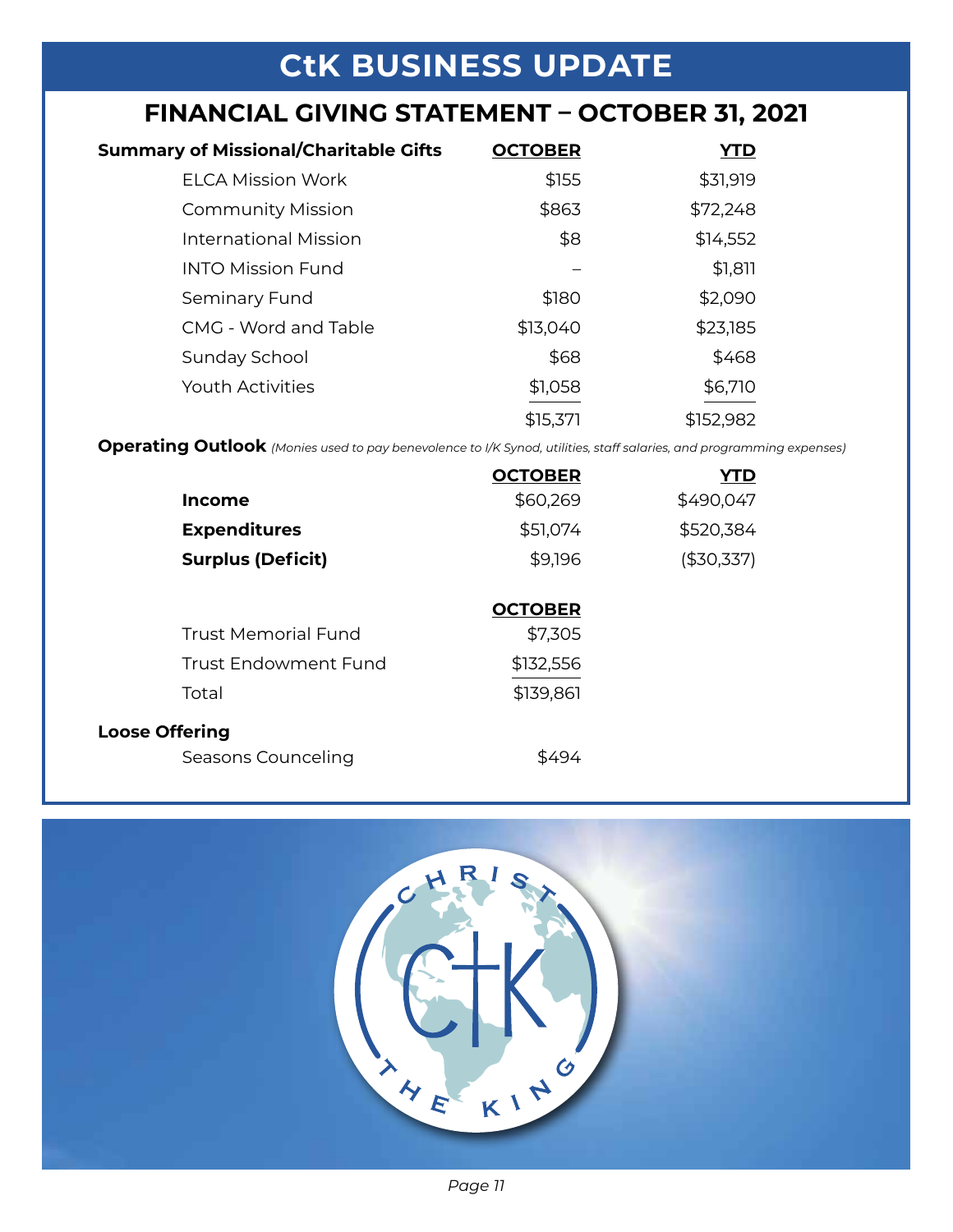# CtK BUSINESS UPDATE

## FINANCIAL GIVING STATEMENT – OCTOBER 31, 2021

| Summary of Missional/Charitable Gifts | OCTOBER | YTD |
|---|---|---|
| ELCA Mission Work | $155 | $31,919 |
| Community Mission | $863 | $72,248 |
| International Mission | $8 | $14,552 |
| INTO Mission Fund | – | $1,811 |
| Seminary Fund | $180 | $2,090 |
| CMG - Word and Table | $13,040 | $23,185 |
| Sunday School | $68 | $468 |
| Youth Activities | $1,058 | $6,710 |
| | $15,371 | $152,982 |

**Operating Outlook** *(Monies used to pay benevolence to I/K Synod, utilities, staff salaries, and programming expenses)*

| | OCTOBER | YTD |
|---|---|---|
| **Income** | $60,269 | $490,047 |
| **Expenditures** | $51,074 | $520,384 |
| **Surplus (Deficit)** | $9,196 | ($30,337) |

| | OCTOBER |
|---|---|
| Trust Memorial Fund | $7,305 |
| Trust Endowment Fund | $132,556 |
| Total | $139,861 |

**Loose Offering**

| | |
|---|---|
| Seasons Counceling | $494 |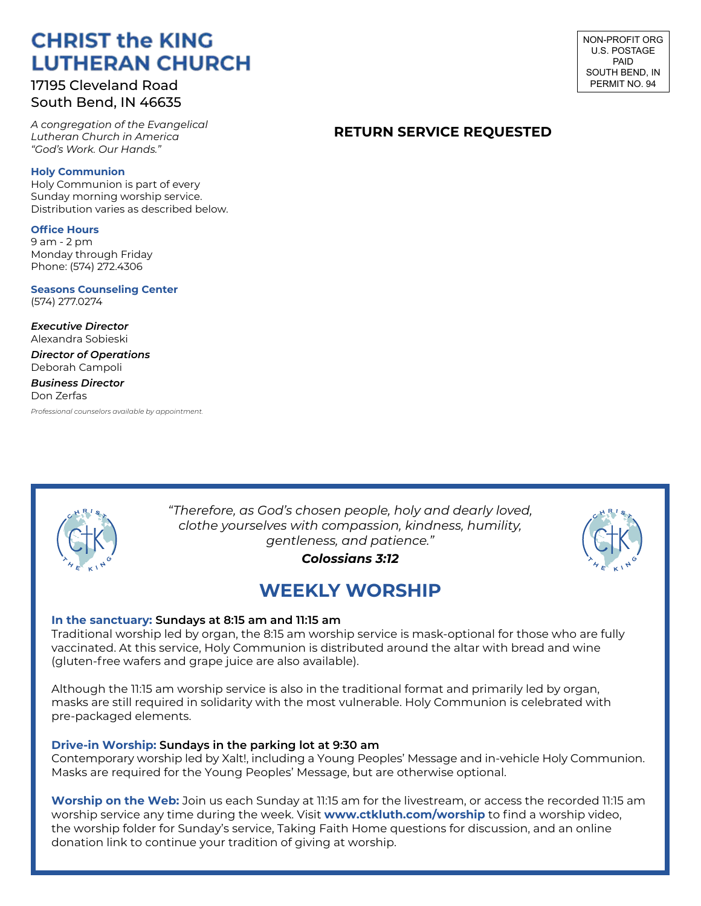# CHRIST the KING LUTHERAN CHURCH

17195 Cleveland Road
South Bend, IN 46635

*A congregation of the Evangelical Lutheran Church in America "God's Work. Our Hands."*

NON-PROFIT ORG
U.S. POSTAGE
PAID
SOUTH BEND, IN
PERMIT NO. 94

**RETURN SERVICE REQUESTED**

**Holy Communion**
Holy Communion is part of every Sunday morning worship service. Distribution varies as described below.

**Office Hours**
9 am - 2 pm
Monday through Friday
Phone: (574) 272.4306

**Seasons Counseling Center**
(574) 277.0274

***Executive Director***
Alexandra Sobieski

***Director of Operations***
Deborah Campoli

***Business Director***
Don Zerfas

*Professional counselors available by appointment.*

*"Therefore, as God's chosen people, holy and dearly loved, clothe yourselves with compassion, kindness, humility, gentleness, and patience."*

***Colossians 3:12***

## WEEKLY WORSHIP

**In the sanctuary: Sundays at 8:15 am and 11:15 am**
Traditional worship led by organ, the 8:15 am worship service is mask-optional for those who are fully vaccinated. At this service, Holy Communion is distributed around the altar with bread and wine (gluten-free wafers and grape juice are also available).

Although the 11:15 am worship service is also in the traditional format and primarily led by organ, masks are still required in solidarity with the most vulnerable. Holy Communion is celebrated with pre-packaged elements.

**Drive-in Worship: Sundays in the parking lot at 9:30 am**
Contemporary worship led by Xalt!, including a Young Peoples' Message and in-vehicle Holy Communion. Masks are required for the Young Peoples' Message, but are otherwise optional.

**Worship on the Web:** Join us each Sunday at 11:15 am for the livestream, or access the recorded 11:15 am worship service any time during the week. Visit **www.ctkluth.com/worship** to find a worship video, the worship folder for Sunday's service, Taking Faith Home questions for discussion, and an online donation link to continue your tradition of giving at worship.